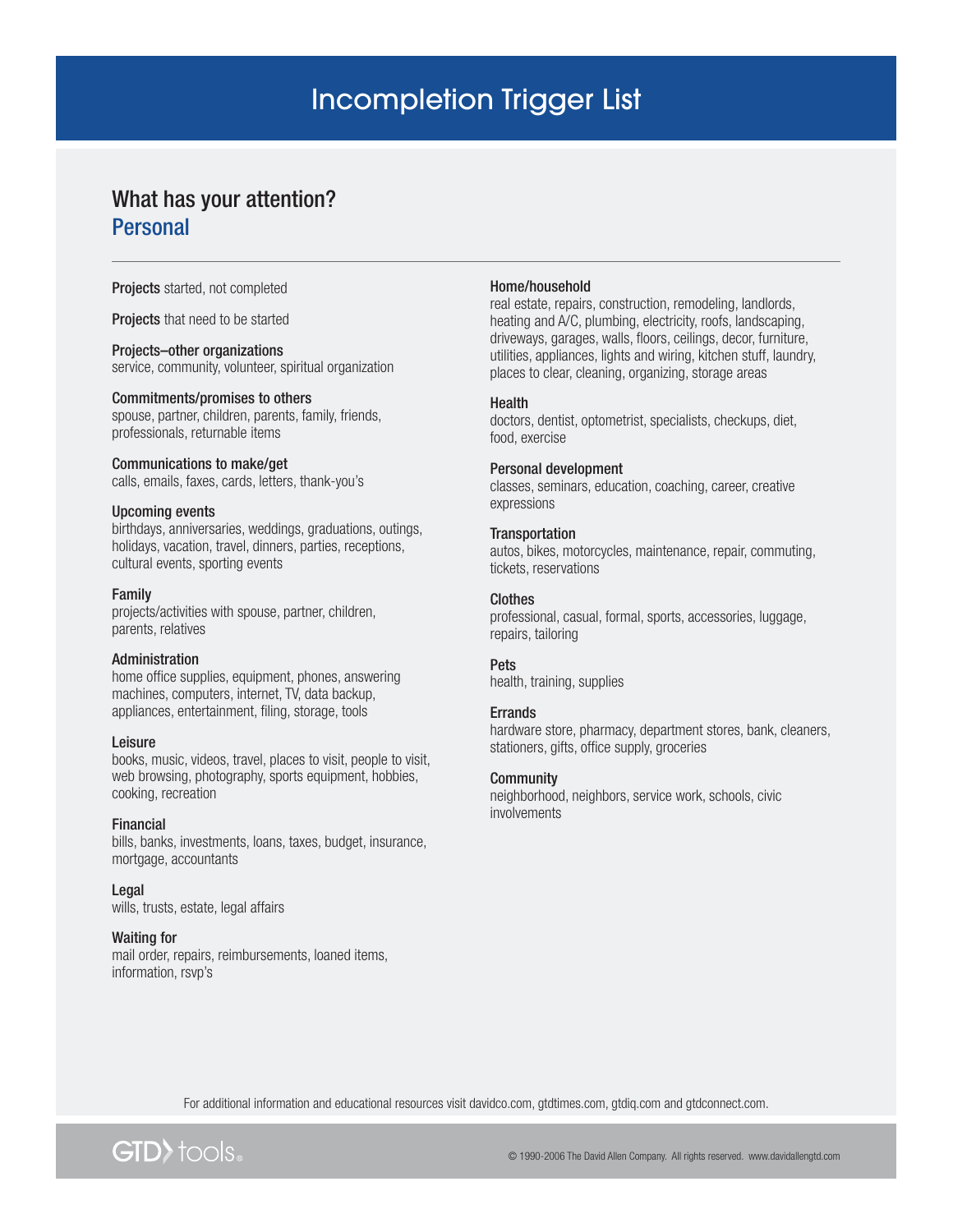# Incompletion Trigger List

## What has your attention?

### Personal

---

**Projects** started, not completed

**Projects** that need to be started

**Projects–other organizations**
service, community, volunteer, spiritual organization

**Commitments/promises to others**
spouse, partner, children, parents, family, friends, professionals, returnable items

**Communications to make/get**
calls, emails, faxes, cards, letters, thank-you's

**Upcoming events**
birthdays, anniversaries, weddings, graduations, outings, holidays, vacation, travel, dinners, parties, receptions, cultural events, sporting events

**Family**
projects/activities with spouse, partner, children, parents, relatives

**Administration**
home office supplies, equipment, phones, answering machines, computers, internet, TV, data backup, appliances, entertainment, filing, storage, tools

**Leisure**
books, music, videos, travel, places to visit, people to visit, web browsing, photography, sports equipment, hobbies, cooking, recreation

**Financial**
bills, banks, investments, loans, taxes, budget, insurance, mortgage, accountants

**Legal**
wills, trusts, estate, legal affairs

**Waiting for**
mail order, repairs, reimbursements, loaned items, information, rsvp's

**Home/household**
real estate, repairs, construction, remodeling, landlords, heating and A/C, plumbing, electricity, roofs, landscaping, driveways, garages, walls, floors, ceilings, decor, furniture, utilities, appliances, lights and wiring, kitchen stuff, laundry, places to clear, cleaning, organizing, storage areas

**Health**
doctors, dentist, optometrist, specialists, checkups, diet, food, exercise

**Personal development**
classes, seminars, education, coaching, career, creative expressions

**Transportation**
autos, bikes, motorcycles, maintenance, repair, commuting, tickets, reservations

**Clothes**
professional, casual, formal, sports, accessories, luggage, repairs, tailoring

**Pets**
health, training, supplies

**Errands**
hardware store, pharmacy, department stores, bank, cleaners, stationers, gifts, office supply, groceries

**Community**
neighborhood, neighbors, service work, schools, civic involvements

For additional information and educational resources visit davidco.com, gtdtimes.com, gtdiq.com and gtdconnect.com.

GTD tools®

© 1990-2006 The David Allen Company. All rights reserved. www.davidallengtd.com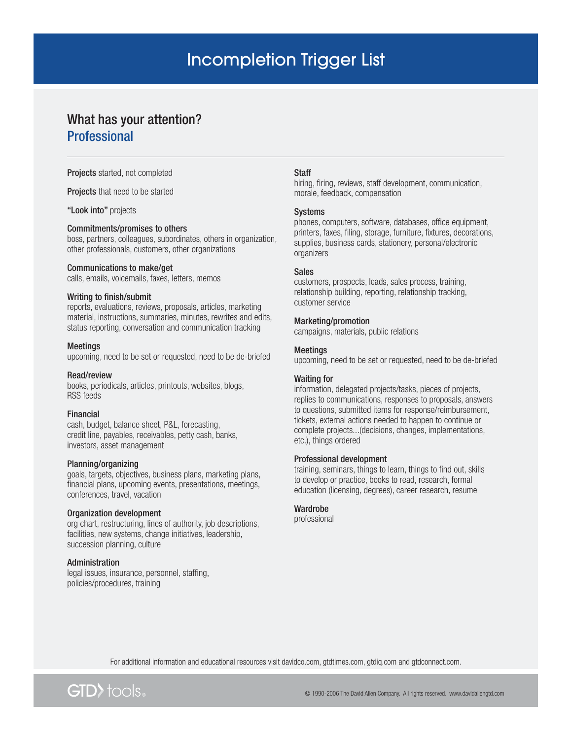# Incompletion Trigger List

## What has your attention?

## Professional

**Projects** started, not completed

**Projects** that need to be started

**"Look into"** projects

**Commitments/promises to others**
boss, partners, colleagues, subordinates, others in organization, other professionals, customers, other organizations

**Communications to make/get**
calls, emails, voicemails, faxes, letters, memos

**Writing to finish/submit**
reports, evaluations, reviews, proposals, articles, marketing material, instructions, summaries, minutes, rewrites and edits, status reporting, conversation and communication tracking

**Meetings**
upcoming, need to be set or requested, need to be de-briefed

**Read/review**
books, periodicals, articles, printouts, websites, blogs, RSS feeds

**Financial**
cash, budget, balance sheet, P&L, forecasting, credit line, payables, receivables, petty cash, banks, investors, asset management

**Planning/organizing**
goals, targets, objectives, business plans, marketing plans, financial plans, upcoming events, presentations, meetings, conferences, travel, vacation

**Organization development**
org chart, restructuring, lines of authority, job descriptions, facilities, new systems, change initiatives, leadership, succession planning, culture

**Administration**
legal issues, insurance, personnel, staffing, policies/procedures, training

**Staff**
hiring, firing, reviews, staff development, communication, morale, feedback, compensation

**Systems**
phones, computers, software, databases, office equipment, printers, faxes, filing, storage, furniture, fixtures, decorations, supplies, business cards, stationery, personal/electronic organizers

**Sales**
customers, prospects, leads, sales process, training, relationship building, reporting, relationship tracking, customer service

**Marketing/promotion**
campaigns, materials, public relations

**Meetings**
upcoming, need to be set or requested, need to be de-briefed

**Waiting for**
information, delegated projects/tasks, pieces of projects, replies to communications, responses to proposals, answers to questions, submitted items for response/reimbursement, tickets, external actions needed to happen to continue or complete projects...(decisions, changes, implementations, etc.), things ordered

**Professional development**
training, seminars, things to learn, things to find out, skills to develop or practice, books to read, research, formal education (licensing, degrees), career research, resume

**Wardrobe**
professional

For additional information and educational resources visit davidco.com, gtdtimes.com, gtdiq.com and gtdconnect.com.

GTD tools®

© 1990-2006 The David Allen Company. All rights reserved. www.davidallengtd.com